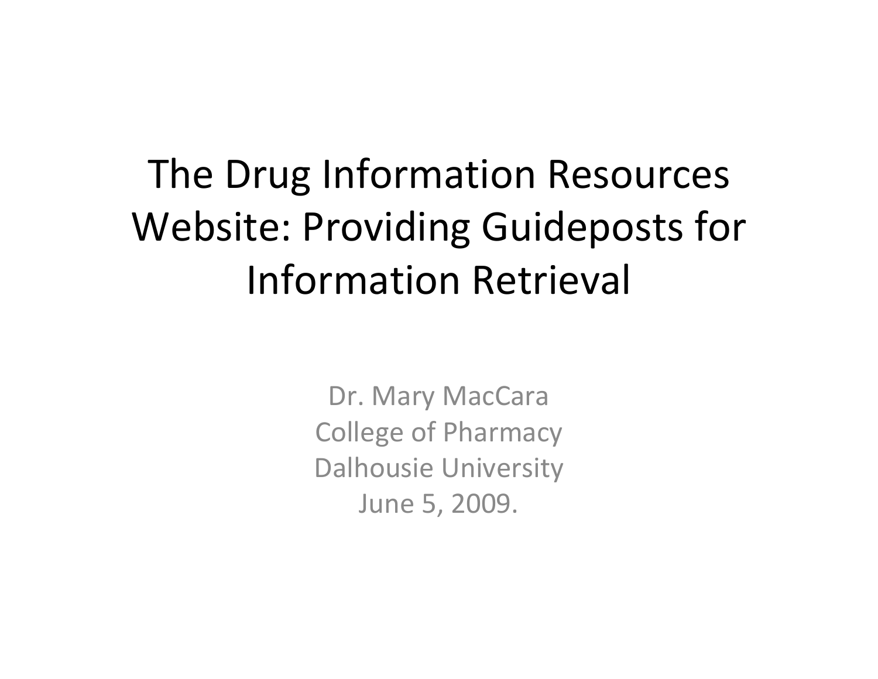# The Drug Information Resources Website: Providing Guideposts for Information Retrieval

Dr. Mary MacCara
College of Pharmacy
Dalhousie University
June 5, 2009.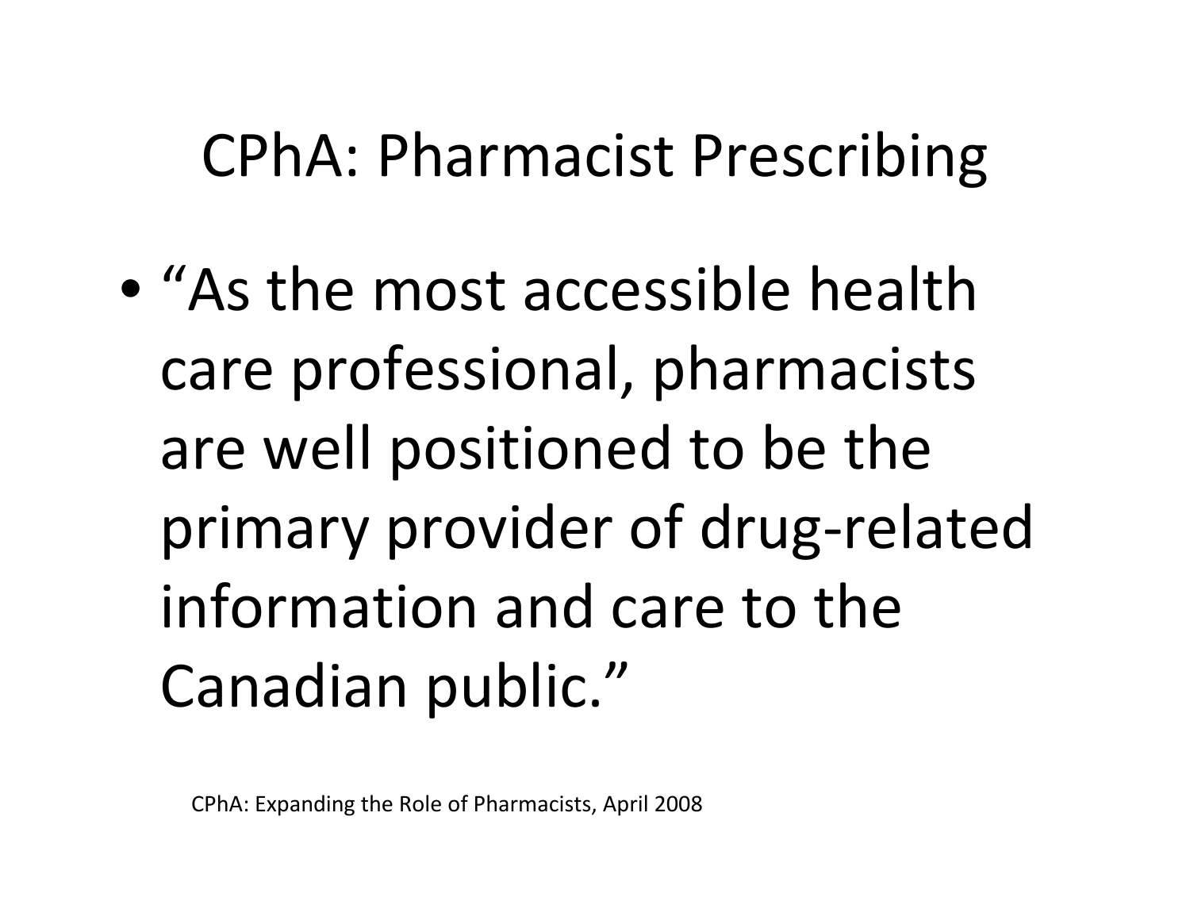# CPhA: Pharmacist Prescribing

- "As the most accessible health care professional, pharmacists are well positioned to be the primary provider of drug-related information and care to the Canadian public."

CPhA: Expanding the Role of Pharmacists, April 2008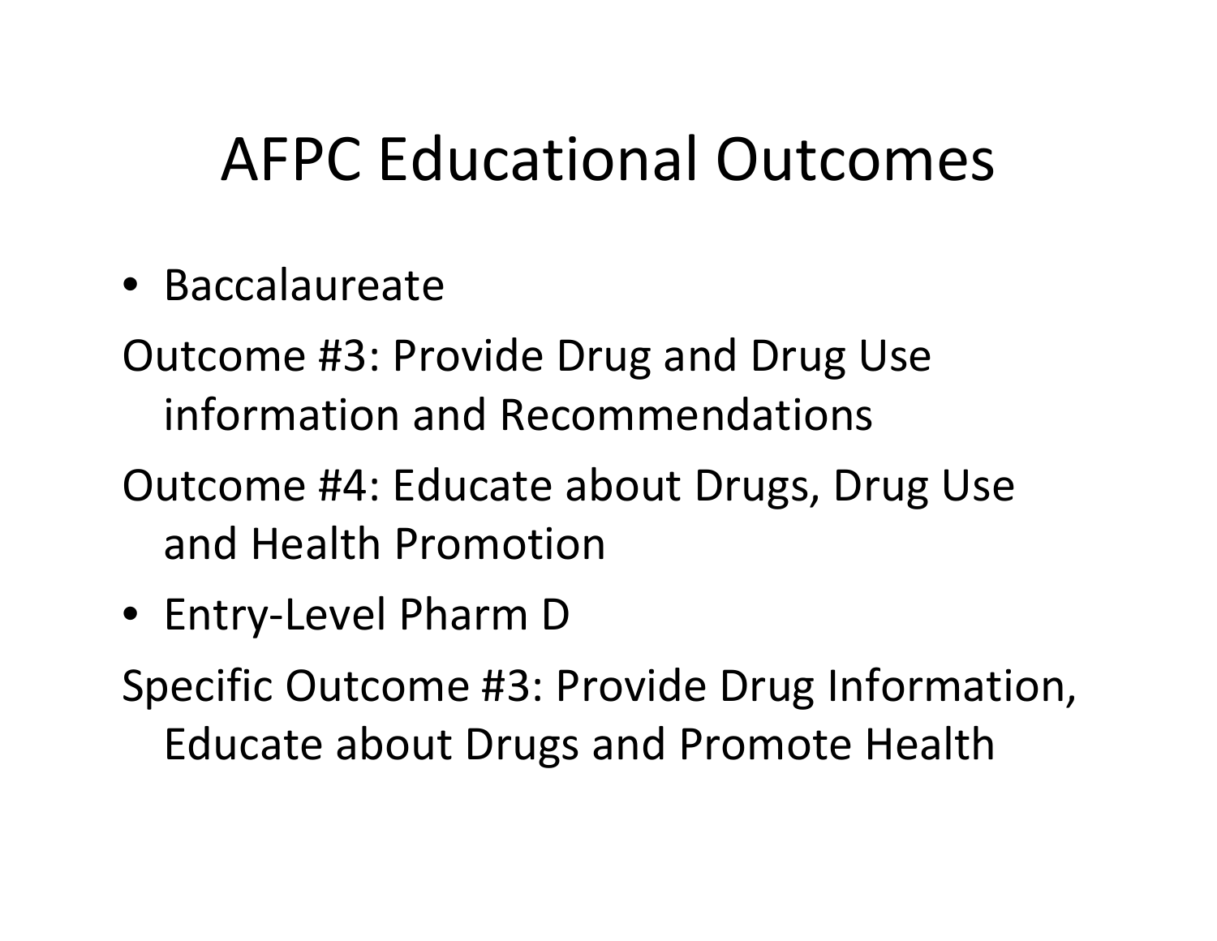# AFPC Educational Outcomes

- Baccalaureate

Outcome #3: Provide Drug and Drug Use information and Recommendations

Outcome #4: Educate about Drugs, Drug Use and Health Promotion

- Entry-Level Pharm D

Specific Outcome #3: Provide Drug Information, Educate about Drugs and Promote Health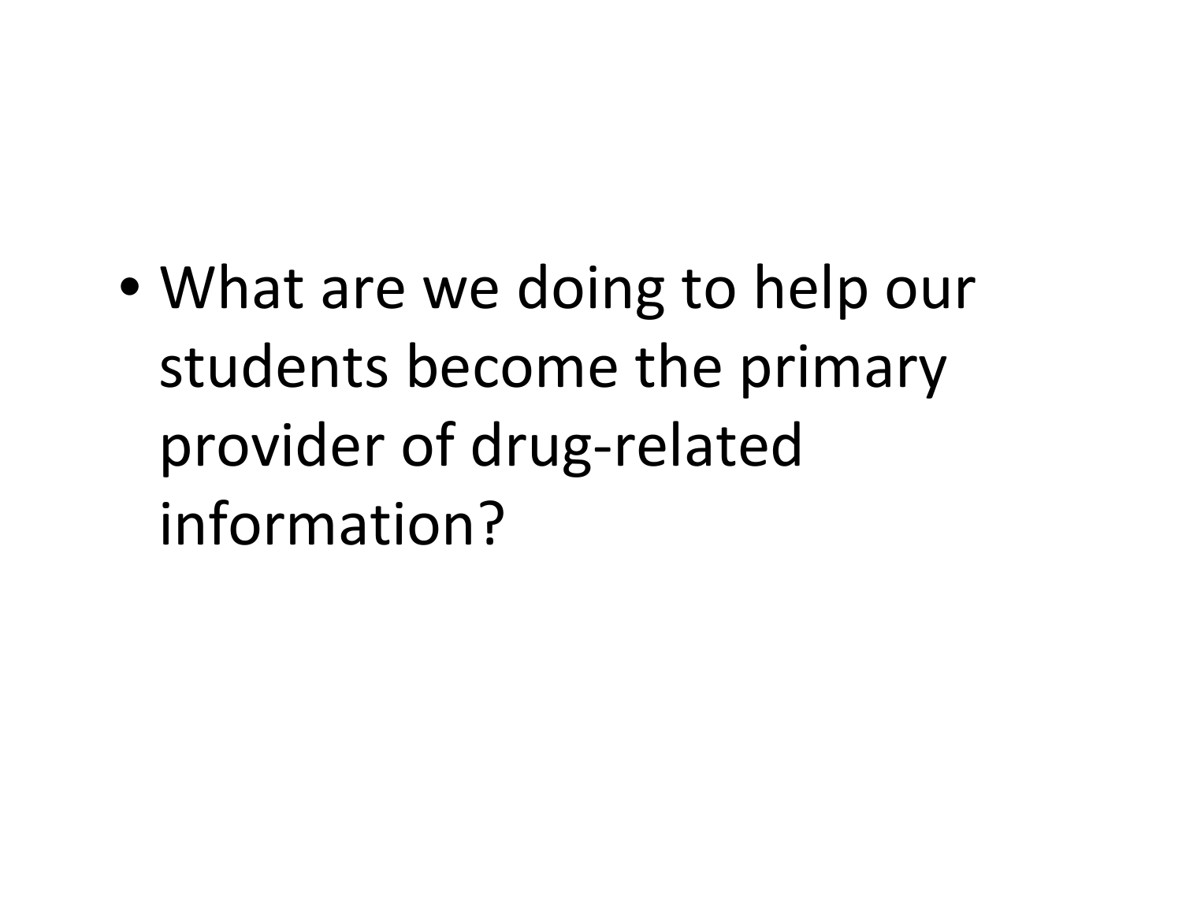- What are we doing to help our students become the primary provider of drug-related information?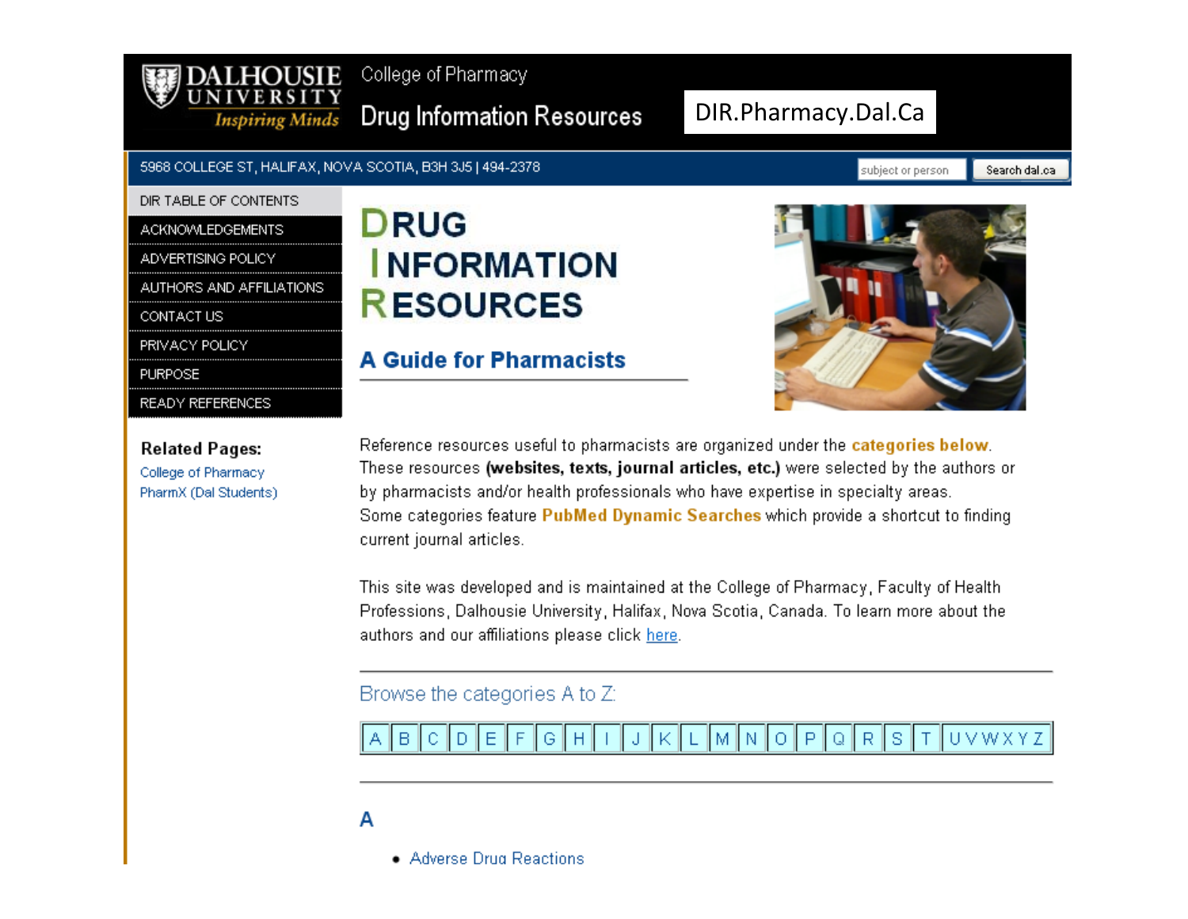DALHOUSIE UNIVERSITY *Inspiring Minds*

College of Pharmacy

Drug Information Resources

DIR.Pharmacy.Dal.Ca

5968 COLLEGE ST, HALIFAX, NOVA SCOTIA, B3H 3J5 | 494-2378

subject or person | Search dal.ca

- DIR TABLE OF CONTENTS
- ACKNOWLEDGEMENTS
- ADVERTISING POLICY
- AUTHORS AND AFFILIATIONS
- CONTACT US
- PRIVACY POLICY
- PURPOSE
- READY REFERENCES

**Related Pages:**

College of Pharmacy

PharmX (Dal Students)

# DRUG INFORMATION RESOURCES

## A Guide for Pharmacists

Reference resources useful to pharmacists are organized under the **categories below**. These resources **(websites, texts, journal articles, etc.)** were selected by the authors or by pharmacists and/or health professionals who have expertise in specialty areas. Some categories feature **PubMed Dynamic Searches** which provide a shortcut to finding current journal articles.

This site was developed and is maintained at the College of Pharmacy, Faculty of Health Professions, Dalhousie University, Halifax, Nova Scotia, Canada. To learn more about the authors and our affiliations please click here.

Browse the categories A to Z:

| A | B | C | D | E | F | G | H | I | J | K | L | M | N | O | P | Q | R | S | T | U V W X Y Z |
|---|---|---|---|---|---|---|---|---|---|---|---|---|---|---|---|---|---|---|---|---|

### A

- Adverse Drug Reactions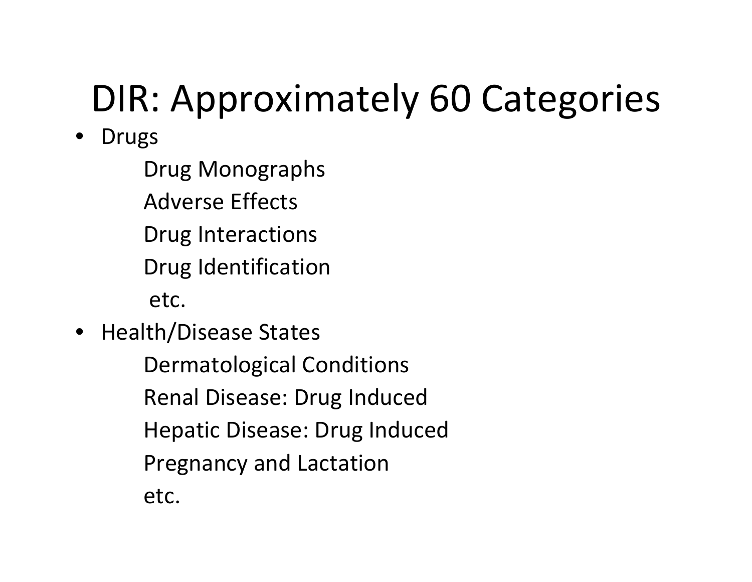# DIR: Approximately 60 Categories

- Drugs
  - Drug Monographs
  - Adverse Effects
  - Drug Interactions
  - Drug Identification
  - etc.
- Health/Disease States
  - Dermatological Conditions
  - Renal Disease: Drug Induced
  - Hepatic Disease: Drug Induced
  - Pregnancy and Lactation
  - etc.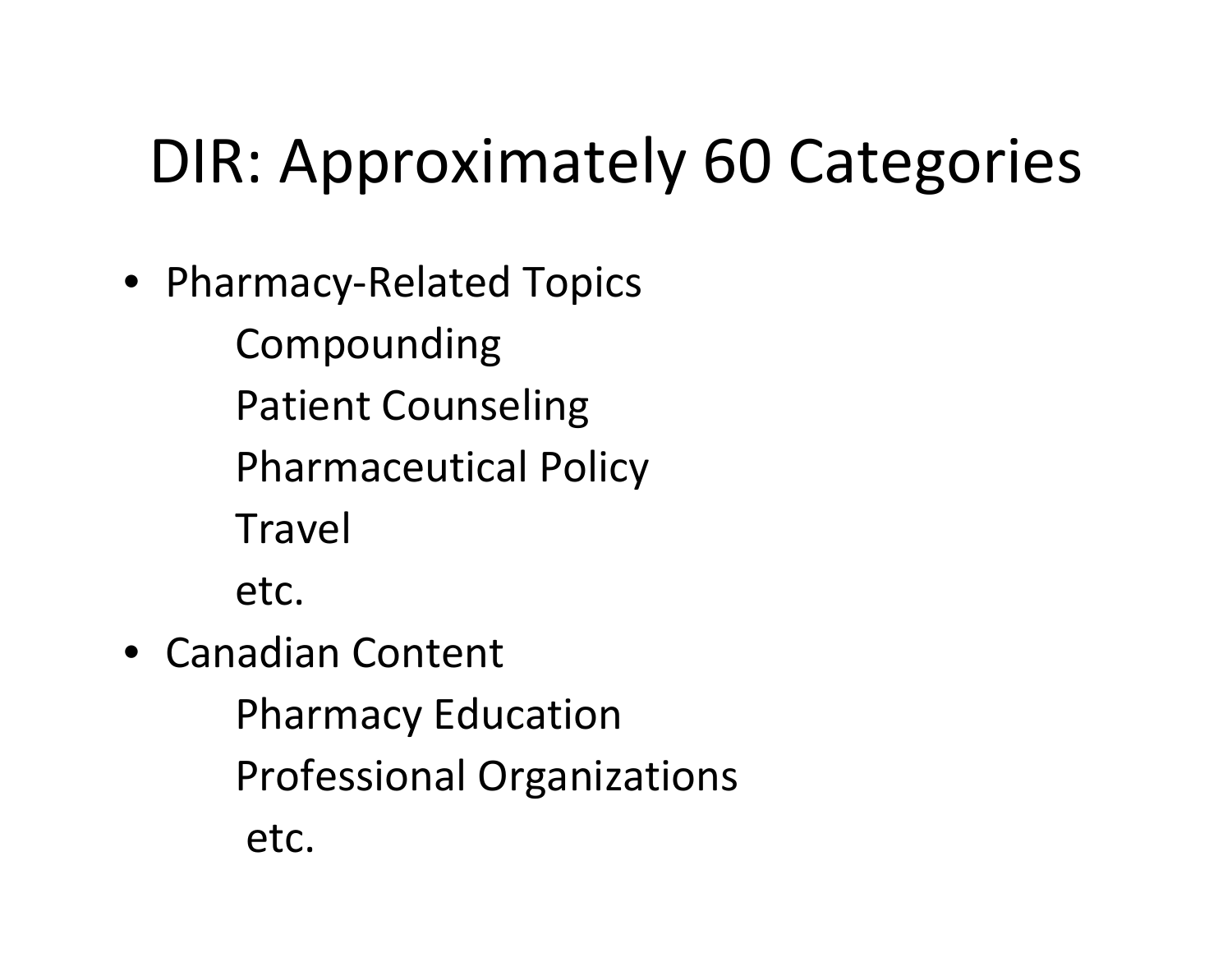# DIR: Approximately 60 Categories

- Pharmacy-Related Topics
  - Compounding
  - Patient Counseling
  - Pharmaceutical Policy
  - Travel
  - etc.
- Canadian Content
  - Pharmacy Education
  - Professional Organizations
  - etc.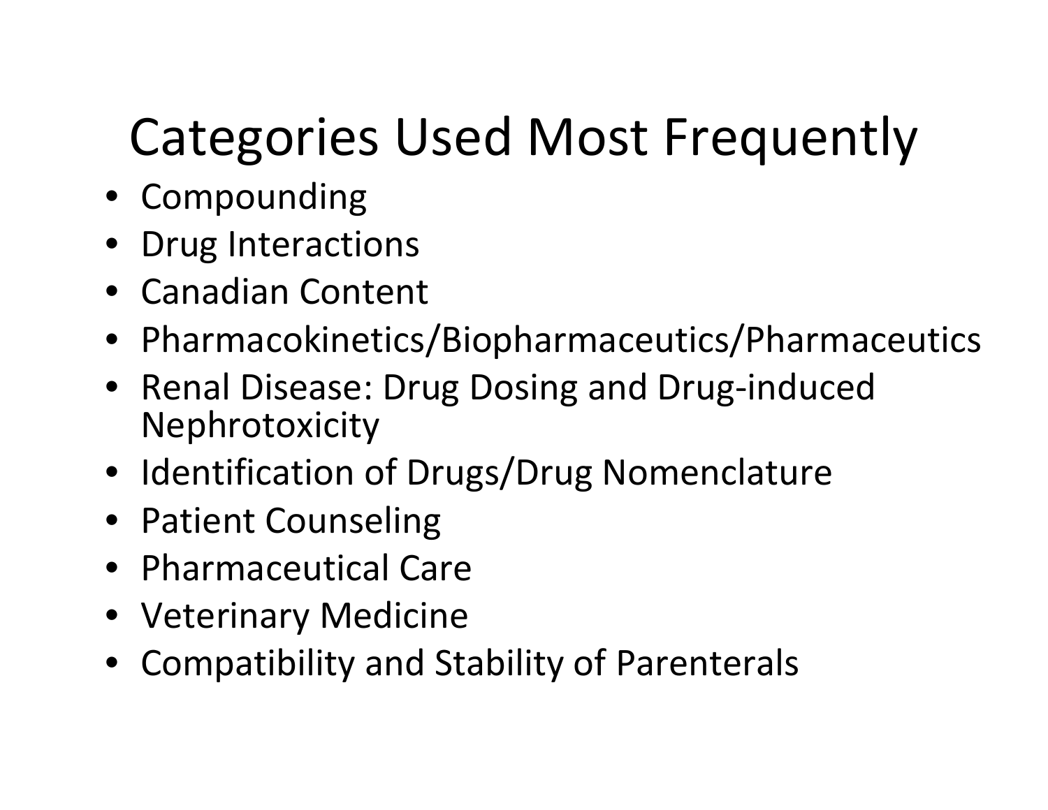# Categories Used Most Frequently

- Compounding
- Drug Interactions
- Canadian Content
- Pharmacokinetics/Biopharmaceutics/Pharmaceutics
- Renal Disease: Drug Dosing and Drug-induced Nephrotoxicity
- Identification of Drugs/Drug Nomenclature
- Patient Counseling
- Pharmaceutical Care
- Veterinary Medicine
- Compatibility and Stability of Parenterals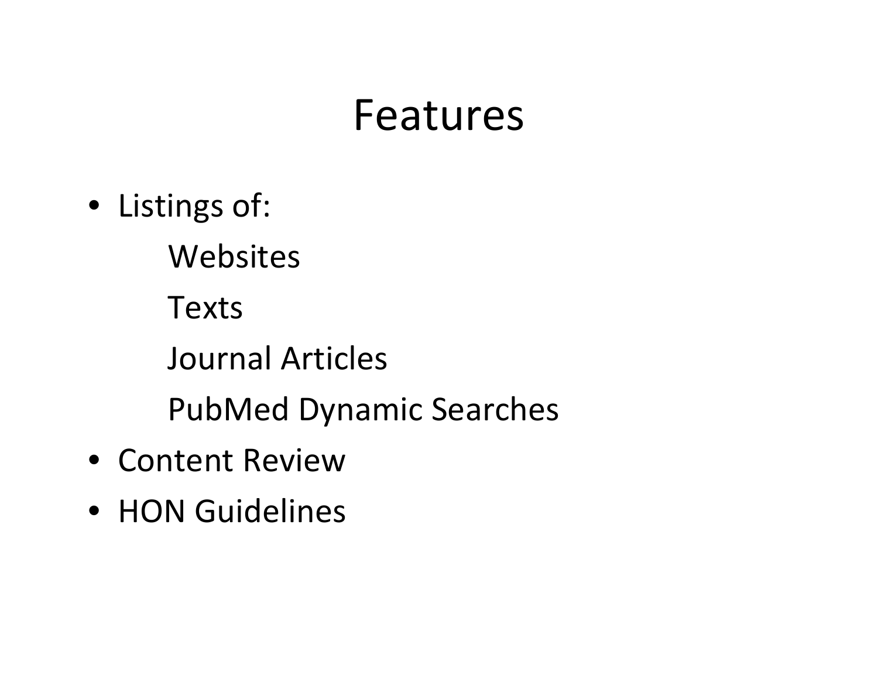# Features

- Listings of:
    - Websites
    - Texts
    - Journal Articles
    - PubMed Dynamic Searches
- Content Review
- HON Guidelines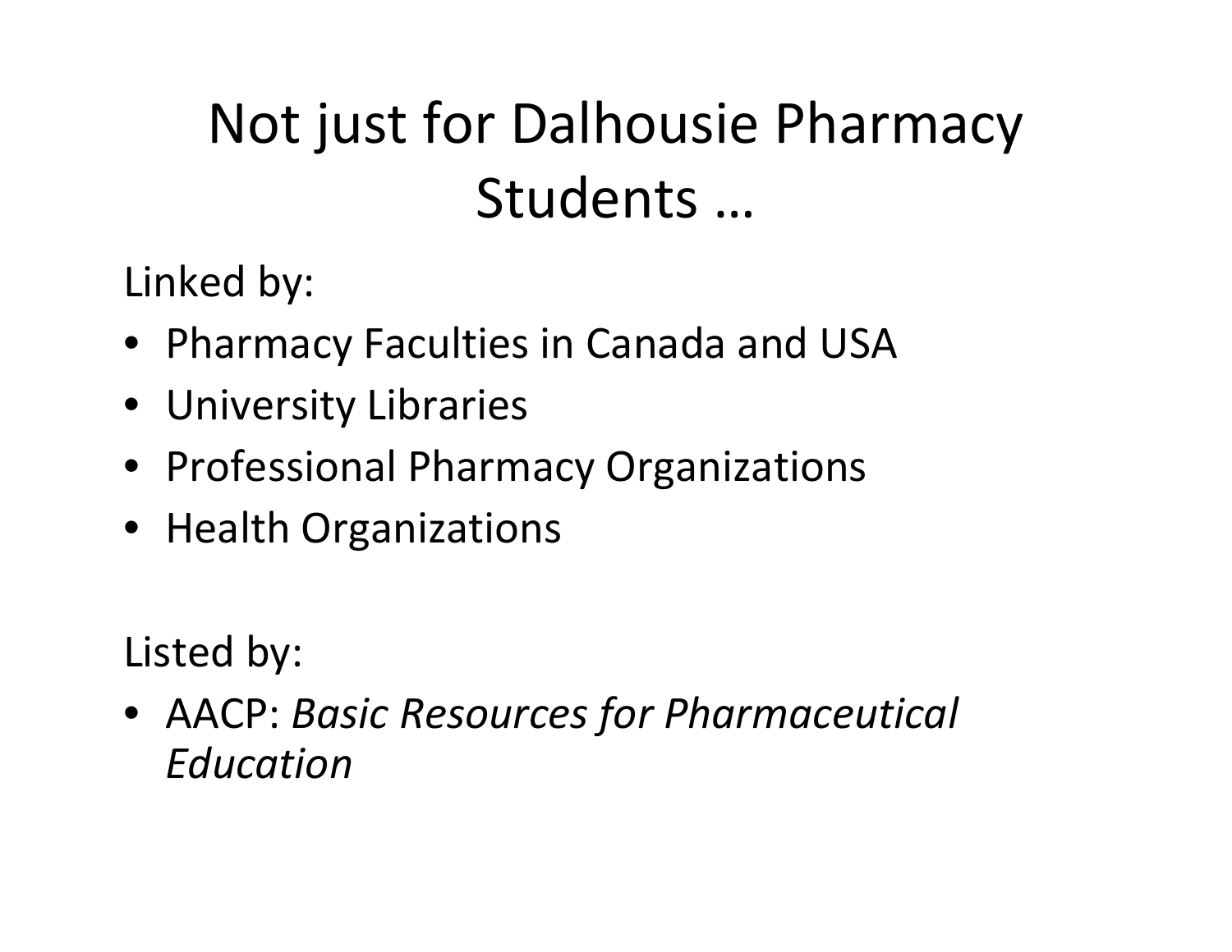# Not just for Dalhousie Pharmacy Students …

Linked by:

- Pharmacy Faculties in Canada and USA
- University Libraries
- Professional Pharmacy Organizations
- Health Organizations

Listed by:

- AACP: *Basic Resources for Pharmaceutical Education*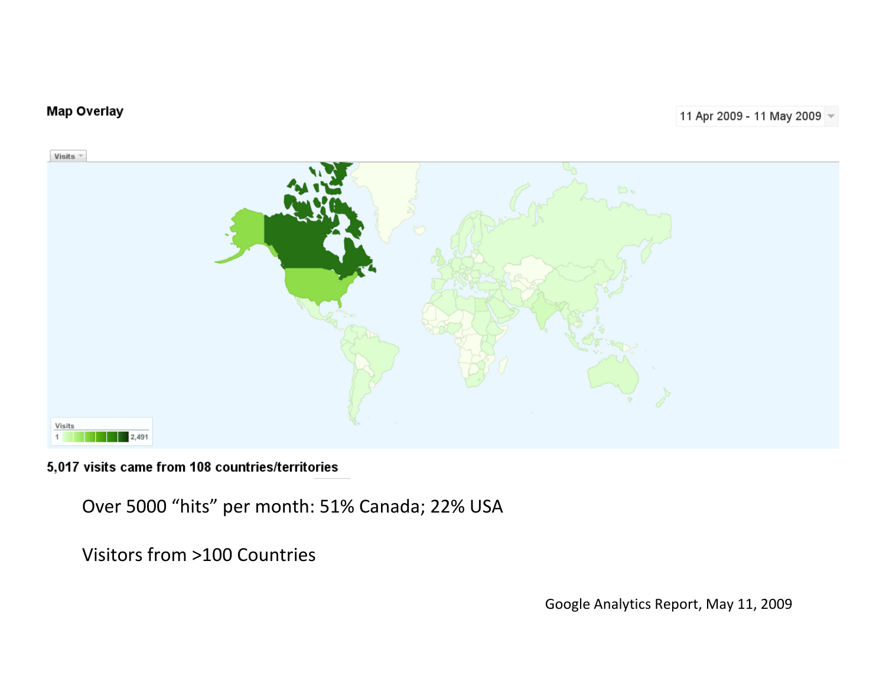**Map Overlay**

11 Apr 2009 - 11 May 2009

Visits

Visits
1 2,491

**5,017 visits came from 108 countries/territories**

Over 5000 “hits” per month: 51% Canada; 22% USA

Visitors from >100 Countries

Google Analytics Report, May 11, 2009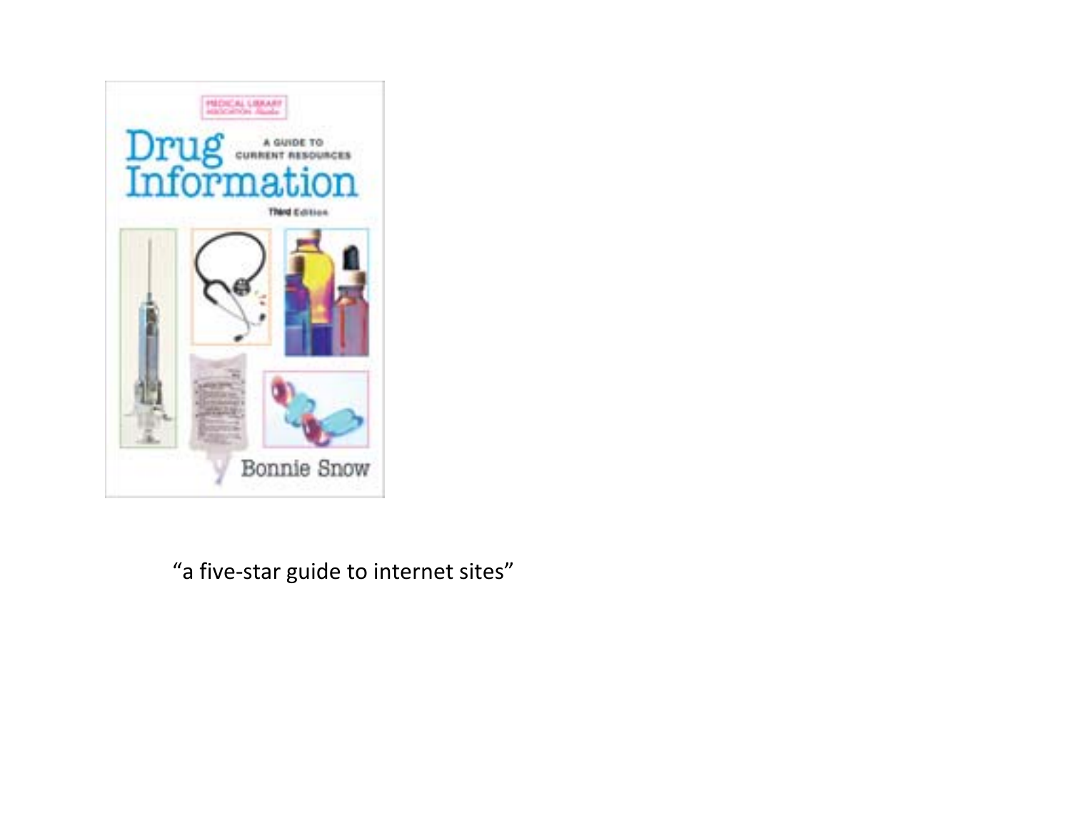“a five-star guide to internet sites”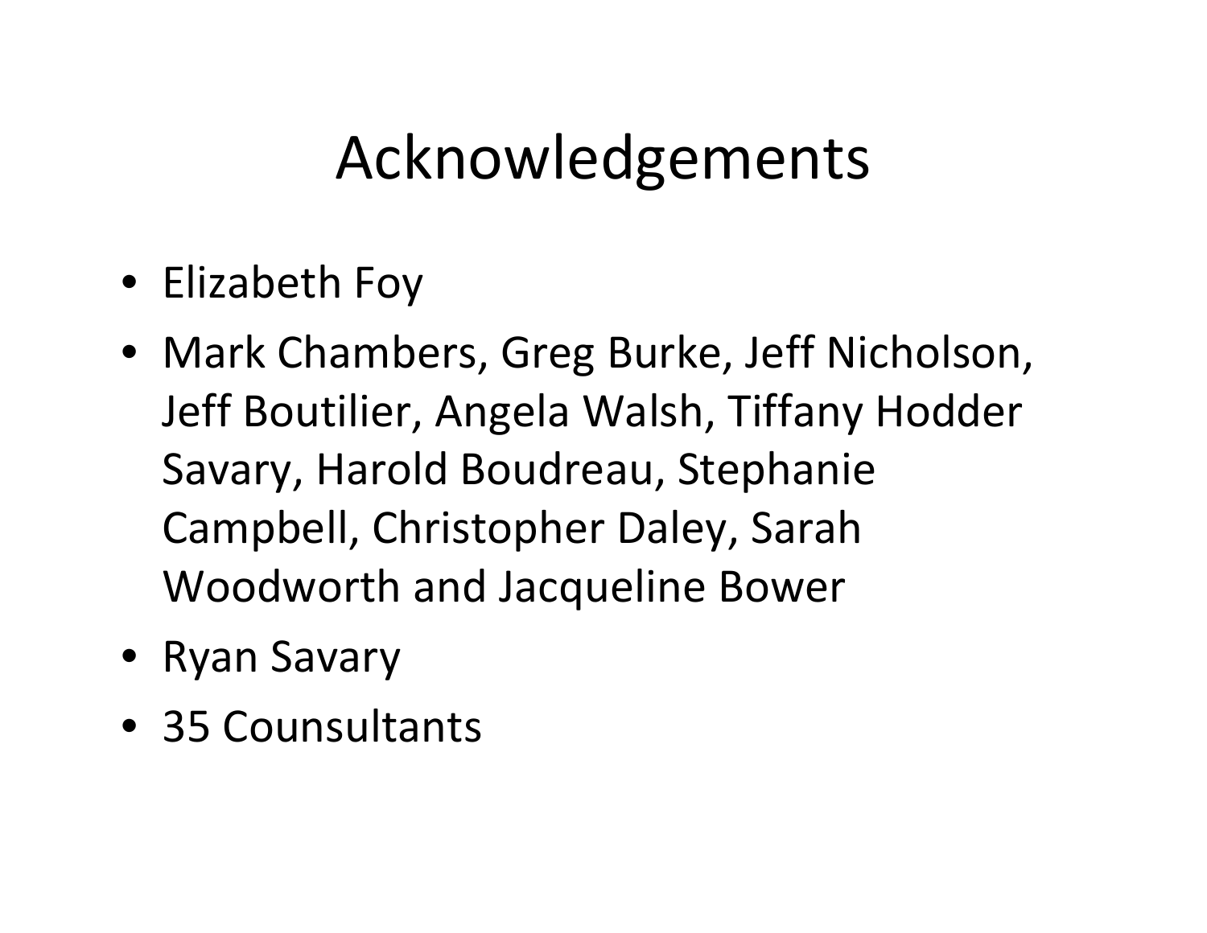# Acknowledgements

- Elizabeth Foy
- Mark Chambers, Greg Burke, Jeff Nicholson, Jeff Boutilier, Angela Walsh, Tiffany Hodder Savary, Harold Boudreau, Stephanie Campbell, Christopher Daley, Sarah Woodworth and Jacqueline Bower
- Ryan Savary
- 35 Counsultants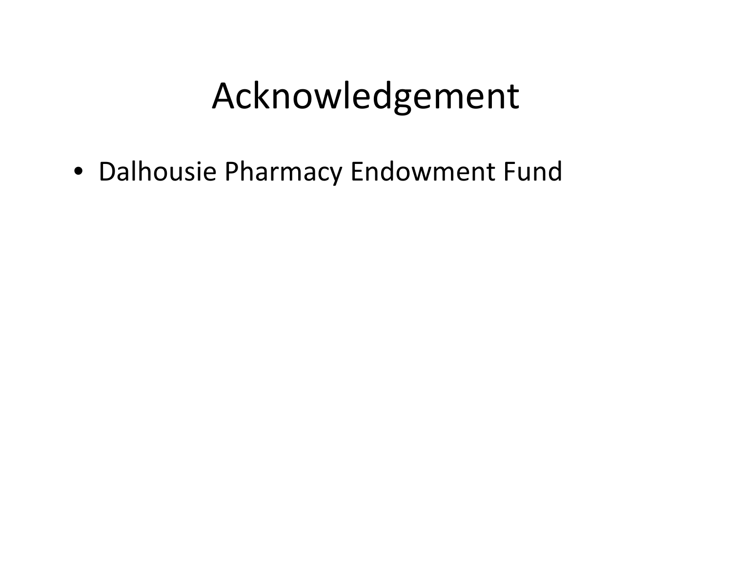# Acknowledgement

- Dalhousie Pharmacy Endowment Fund